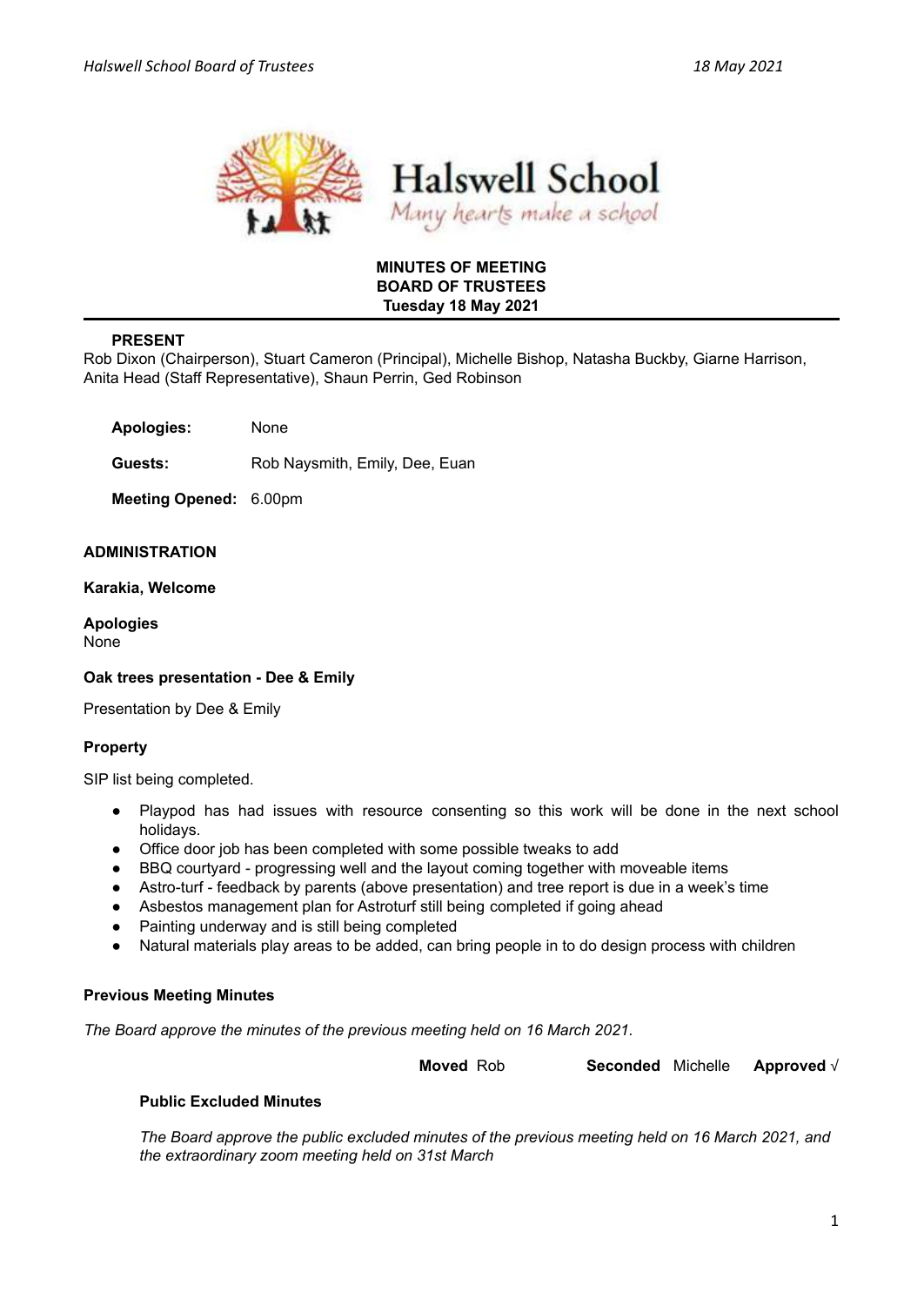Halswell School

*Many hearts make a school*

**MINUTES OF MEETING**
**BOARD OF TRUSTEES**
**Tuesday 18 May 2021**

**PRESENT**

Rob Dixon (Chairperson), Stuart Cameron (Principal), Michelle Bishop, Natasha Buckby, Giarne Harrison, Anita Head (Staff Representative), Shaun Perrin, Ged Robinson

**Apologies:** None

**Guests:** Rob Naysmith, Emily, Dee, Euan

**Meeting Opened:** 6.00pm

**ADMINISTRATION**

**Karakia, Welcome**

**Apologies**

None

**Oak trees presentation - Dee & Emily**

Presentation by Dee & Emily

**Property**

SIP list being completed.

- Playpod has had issues with resource consenting so this work will be done in the next school holidays.
- Office door job has been completed with some possible tweaks to add
- BBQ courtyard - progressing well and the layout coming together with moveable items
- Astro-turf - feedback by parents (above presentation) and tree report is due in a week's time
- Asbestos management plan for Astroturf still being completed if going ahead
- Painting underway and is still being completed
- Natural materials play areas to be added, can bring people in to do design process with children

**Previous Meeting Minutes**

*The Board approve the minutes of the previous meeting held on 16 March 2021.*

**Moved** Rob **Seconded** Michelle **Approved** √

**Public Excluded Minutes**

*The Board approve the public excluded minutes of the previous meeting held on 16 March 2021, and the extraordinary zoom meeting held on 31st March*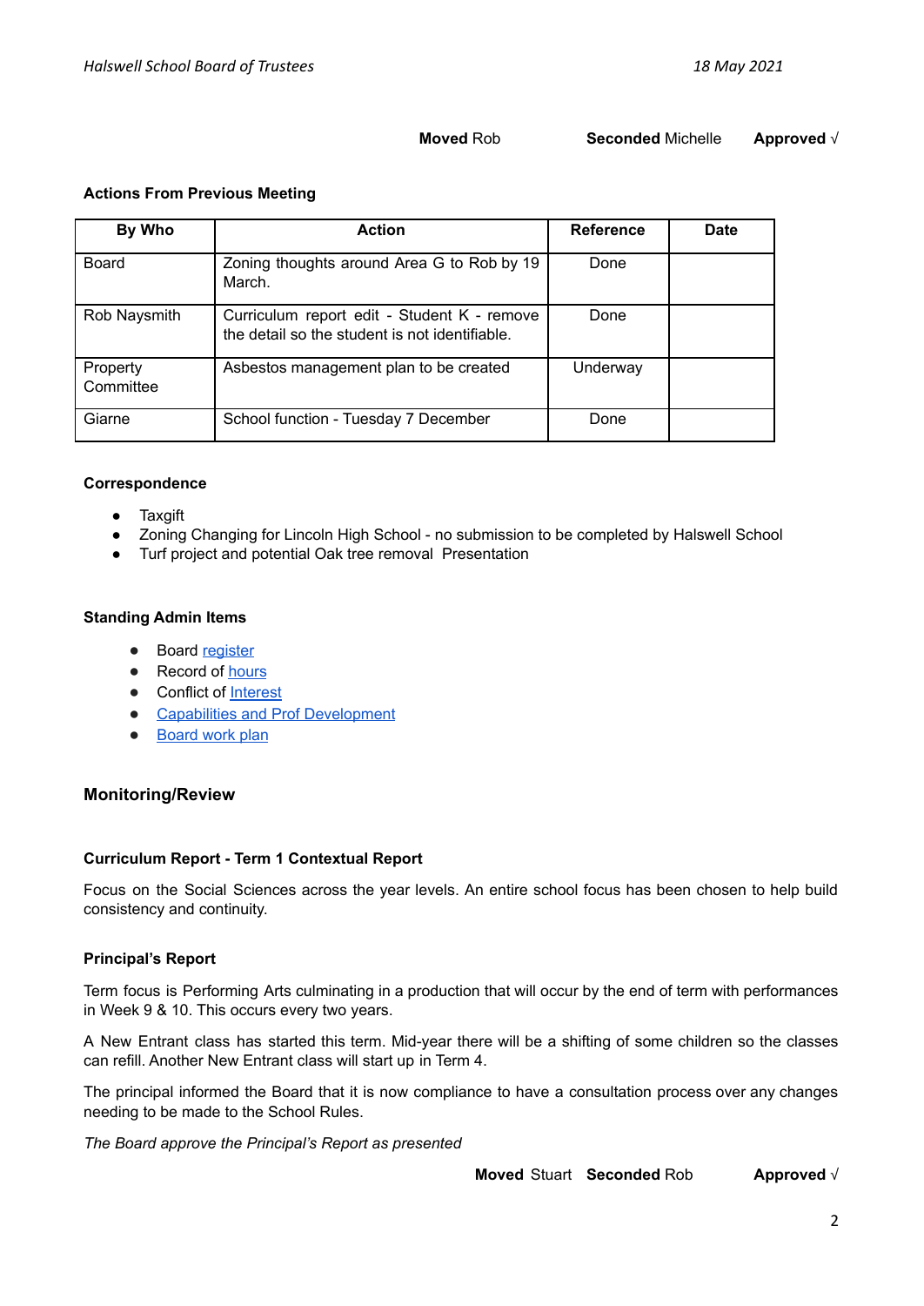**Moved** Rob **Seconded** Michelle **Approved** √

**Actions From Previous Meeting**

| By Who | Action | Reference | Date |
|---|---|---|---|
| Board | Zoning thoughts around Area G to Rob by 19 March. | Done | |
| Rob Naysmith | Curriculum report edit - Student K - remove the detail so the student is not identifiable. | Done | |
| Property Committee | Asbestos management plan to be created | Underway | |
| Giarne | School function - Tuesday 7 December | Done | |

**Correspondence**

- Taxgift
- Zoning Changing for Lincoln High School - no submission to be completed by Halswell School
- Turf project and potential Oak tree removal Presentation

**Standing Admin Items**

- Board register
- Record of hours
- Conflict of Interest
- Capabilities and Prof Development
- Board work plan

### Monitoring/Review

**Curriculum Report - Term 1 Contextual Report**

Focus on the Social Sciences across the year levels. An entire school focus has been chosen to help build consistency and continuity.

**Principal's Report**

Term focus is Performing Arts culminating in a production that will occur by the end of term with performances in Week 9 & 10. This occurs every two years.

A New Entrant class has started this term. Mid-year there will be a shifting of some children so the classes can refill. Another New Entrant class will start up in Term 4.

The principal informed the Board that it is now compliance to have a consultation process over any changes needing to be made to the School Rules.

*The Board approve the Principal's Report as presented*

**Moved** Stuart **Seconded** Rob **Approved** √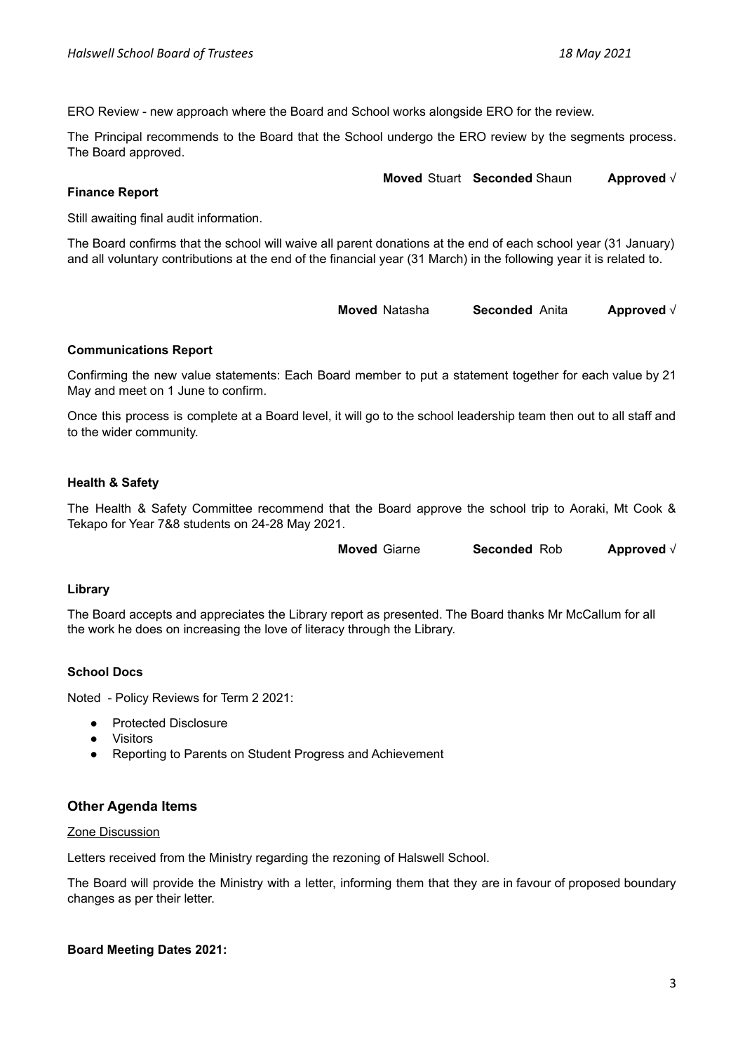ERO Review - new approach where the Board and School works alongside ERO for the review.

The Principal recommends to the Board that the School undergo the ERO review by the segments process. The Board approved.

**Moved** Stuart **Seconded** Shaun **Approved** √

**Finance Report**

Still awaiting final audit information.

The Board confirms that the school will waive all parent donations at the end of each school year (31 January) and all voluntary contributions at the end of the financial year (31 March) in the following year it is related to.

**Moved** Natasha **Seconded** Anita **Approved** √

**Communications Report**

Confirming the new value statements: Each Board member to put a statement together for each value by 21 May and meet on 1 June to confirm.

Once this process is complete at a Board level, it will go to the school leadership team then out to all staff and to the wider community.

**Health & Safety**

The Health & Safety Committee recommend that the Board approve the school trip to Aoraki, Mt Cook & Tekapo for Year 7&8 students on 24-28 May 2021.

**Moved** Giarne **Seconded** Rob **Approved** √

**Library**

The Board accepts and appreciates the Library report as presented. The Board thanks Mr McCallum for all the work he does on increasing the love of literacy through the Library.

**School Docs**

Noted - Policy Reviews for Term 2 2021:

- Protected Disclosure
- Visitors
- Reporting to Parents on Student Progress and Achievement

## Other Agenda Items

Zone Discussion

Letters received from the Ministry regarding the rezoning of Halswell School.

The Board will provide the Ministry with a letter, informing them that they are in favour of proposed boundary changes as per their letter.

**Board Meeting Dates 2021:**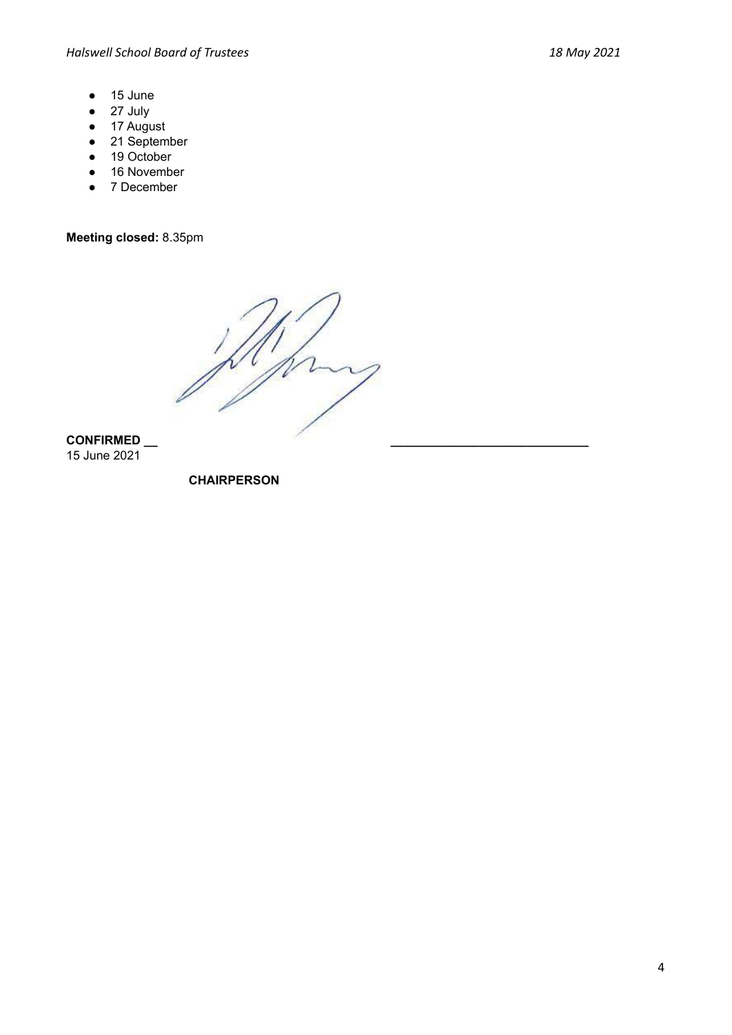- 15 June
- 27 July
- 17 August
- 21 September
- 19 October
- 16 November
- 7 December

**Meeting closed:** 8.35pm

**CONFIRMED** __ ____________________________
15 June 2021

**CHAIRPERSON**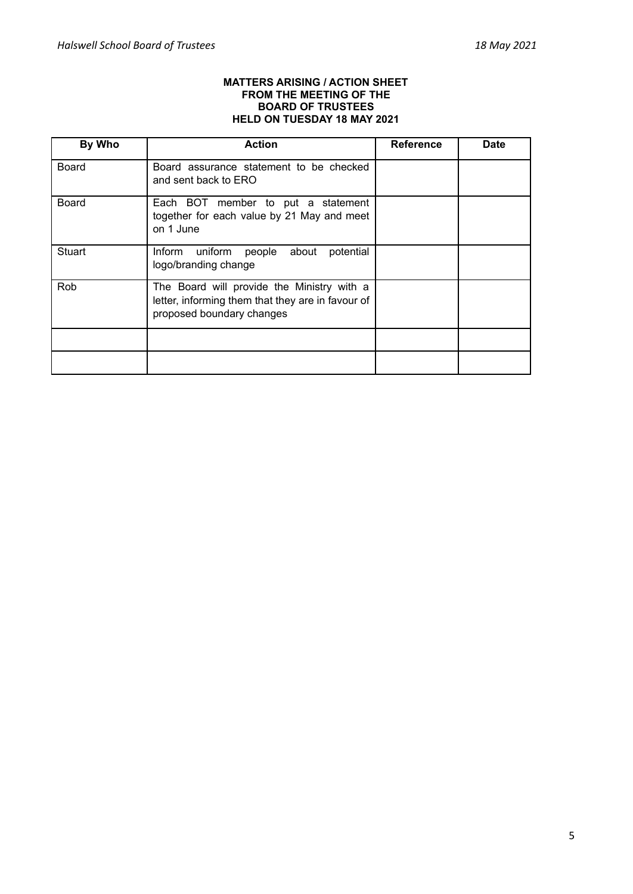**MATTERS ARISING / ACTION SHEET**
**FROM THE MEETING OF THE**
**BOARD OF TRUSTEES**
**HELD ON TUESDAY 18 MAY 2021**

| By Who | Action | Reference | Date |
|---|---|---|---|
| Board | Board assurance statement to be checked and sent back to ERO | | |
| Board | Each BOT member to put a statement together for each value by 21 May and meet on 1 June | | |
| Stuart | Inform uniform people about potential logo/branding change | | |
| Rob | The Board will provide the Ministry with a letter, informing them that they are in favour of proposed boundary changes | | |
| | | | |
| | | | |